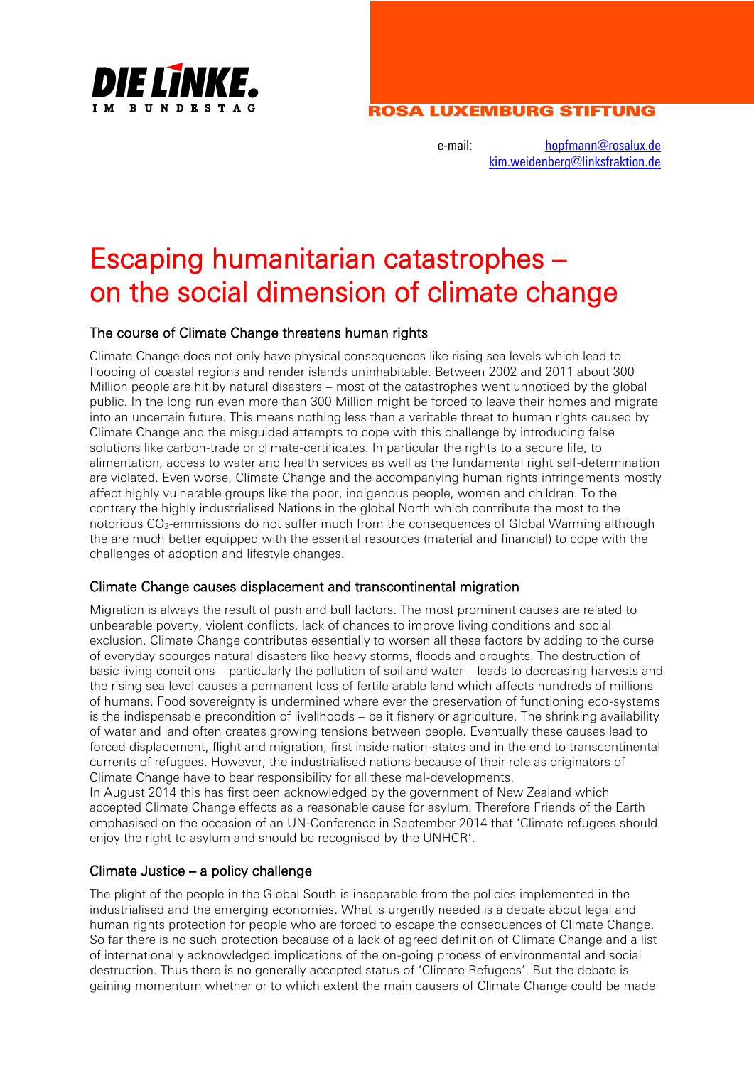DIE LINKE. IM BUNDESTAG

ROSA LUXEMBURG STIFTUNG

e-mail: hopfmann@rosalux.de
kim.weidenberg@linksfraktion.de

# Escaping humanitarian catastrophes – on the social dimension of climate change

## The course of Climate Change threatens human rights

Climate Change does not only have physical consequences like rising sea levels which lead to flooding of coastal regions and render islands uninhabitable. Between 2002 and 2011 about 300 Million people are hit by natural disasters – most of the catastrophes went unnoticed by the global public. In the long run even more than 300 Million might be forced to leave their homes and migrate into an uncertain future. This means nothing less than a veritable threat to human rights caused by Climate Change and the misguided attempts to cope with this challenge by introducing false solutions like carbon-trade or climate-certificates. In particular the rights to a secure life, to alimentation, access to water and health services as well as the fundamental right self-determination are violated. Even worse, Climate Change and the accompanying human rights infringements mostly affect highly vulnerable groups like the poor, indigenous people, women and children. To the contrary the highly industrialised Nations in the global North which contribute the most to the notorious $CO_2$-emmissions do not suffer much from the consequences of Global Warming although the are much better equipped with the essential resources (material and financial) to cope with the challenges of adoption and lifestyle changes.

## Climate Change causes displacement and transcontinental migration

Migration is always the result of push and bull factors. The most prominent causes are related to unbearable poverty, violent conflicts, lack of chances to improve living conditions and social exclusion. Climate Change contributes essentially to worsen all these factors by adding to the curse of everyday scourges natural disasters like heavy storms, floods and droughts. The destruction of basic living conditions – particularly the pollution of soil and water – leads to decreasing harvests and the rising sea level causes a permanent loss of fertile arable land which affects hundreds of millions of humans. Food sovereignty is undermined where ever the preservation of functioning eco-systems is the indispensable precondition of livelihoods – be it fishery or agriculture. The shrinking availability of water and land often creates growing tensions between people. Eventually these causes lead to forced displacement, flight and migration, first inside nation-states and in the end to transcontinental currents of refugees. However, the industrialised nations because of their role as originators of Climate Change have to bear responsibility for all these mal-developments.
In August 2014 this has first been acknowledged by the government of New Zealand which accepted Climate Change effects as a reasonable cause for asylum. Therefore Friends of the Earth emphasised on the occasion of an UN-Conference in September 2014 that 'Climate refugees should enjoy the right to asylum and should be recognised by the UNHCR'.

## Climate Justice – a policy challenge

The plight of the people in the Global South is inseparable from the policies implemented in the industrialised and the emerging economies. What is urgently needed is a debate about legal and human rights protection for people who are forced to escape the consequences of Climate Change. So far there is no such protection because of a lack of agreed definition of Climate Change and a list of internationally acknowledged implications of the on-going process of environmental and social destruction. Thus there is no generally accepted status of 'Climate Refugees'. But the debate is gaining momentum whether or to which extent the main causers of Climate Change could be made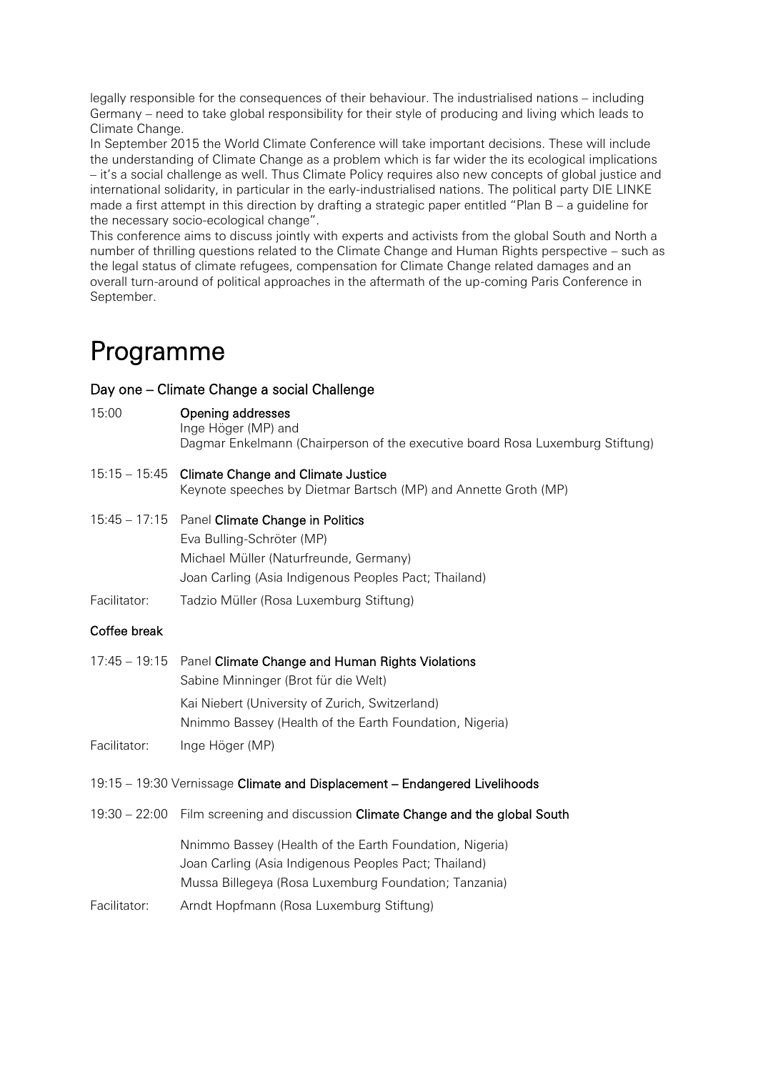legally responsible for the consequences of their behaviour. The industrialised nations – including Germany – need to take global responsibility for their style of producing and living which leads to Climate Change.
In September 2015 the World Climate Conference will take important decisions. These will include the understanding of Climate Change as a problem which is far wider the its ecological implications – it's a social challenge as well. Thus Climate Policy requires also new concepts of global justice and international solidarity, in particular in the early-industrialised nations. The political party DIE LINKE made a first attempt in this direction by drafting a strategic paper entitled "Plan B – a guideline for the necessary socio-ecological change".
This conference aims to discuss jointly with experts and activists from the global South and North a number of thrilling questions related to the Climate Change and Human Rights perspective – such as the legal status of climate refugees, compensation for Climate Change related damages and an overall turn-around of political approaches in the aftermath of the up-coming Paris Conference in September.

# Programme

## Day one – Climate Change a social Challenge

15:00 **Opening addresses**
Inge Höger (MP) and
Dagmar Enkelmann (Chairperson of the executive board Rosa Luxemburg Stiftung)

15:15 – 15:45 **Climate Change and Climate Justice**
Keynote speeches by Dietmar Bartsch (MP) and Annette Groth (MP)

15:45 – 17:15 Panel **Climate Change in Politics**
Eva Bulling-Schröter (MP)
Michael Müller (Naturfreunde, Germany)
Joan Carling (Asia Indigenous Peoples Pact; Thailand)

Facilitator: Tadzio Müller (Rosa Luxemburg Stiftung)

**Coffee break**

17:45 – 19:15 Panel **Climate Change and Human Rights Violations**
Sabine Minninger (Brot für die Welt)
Kai Niebert (University of Zurich, Switzerland)
Nnimmo Bassey (Health of the Earth Foundation, Nigeria)

Facilitator: Inge Höger (MP)

19:15 – 19:30 Vernissage **Climate and Displacement – Endangered Livelihoods**

19:30 – 22:00 Film screening and discussion **Climate Change and the global South**

Nnimmo Bassey (Health of the Earth Foundation, Nigeria)
Joan Carling (Asia Indigenous Peoples Pact; Thailand)
Mussa Billegeya (Rosa Luxemburg Foundation; Tanzania)

Facilitator: Arndt Hopfmann (Rosa Luxemburg Stiftung)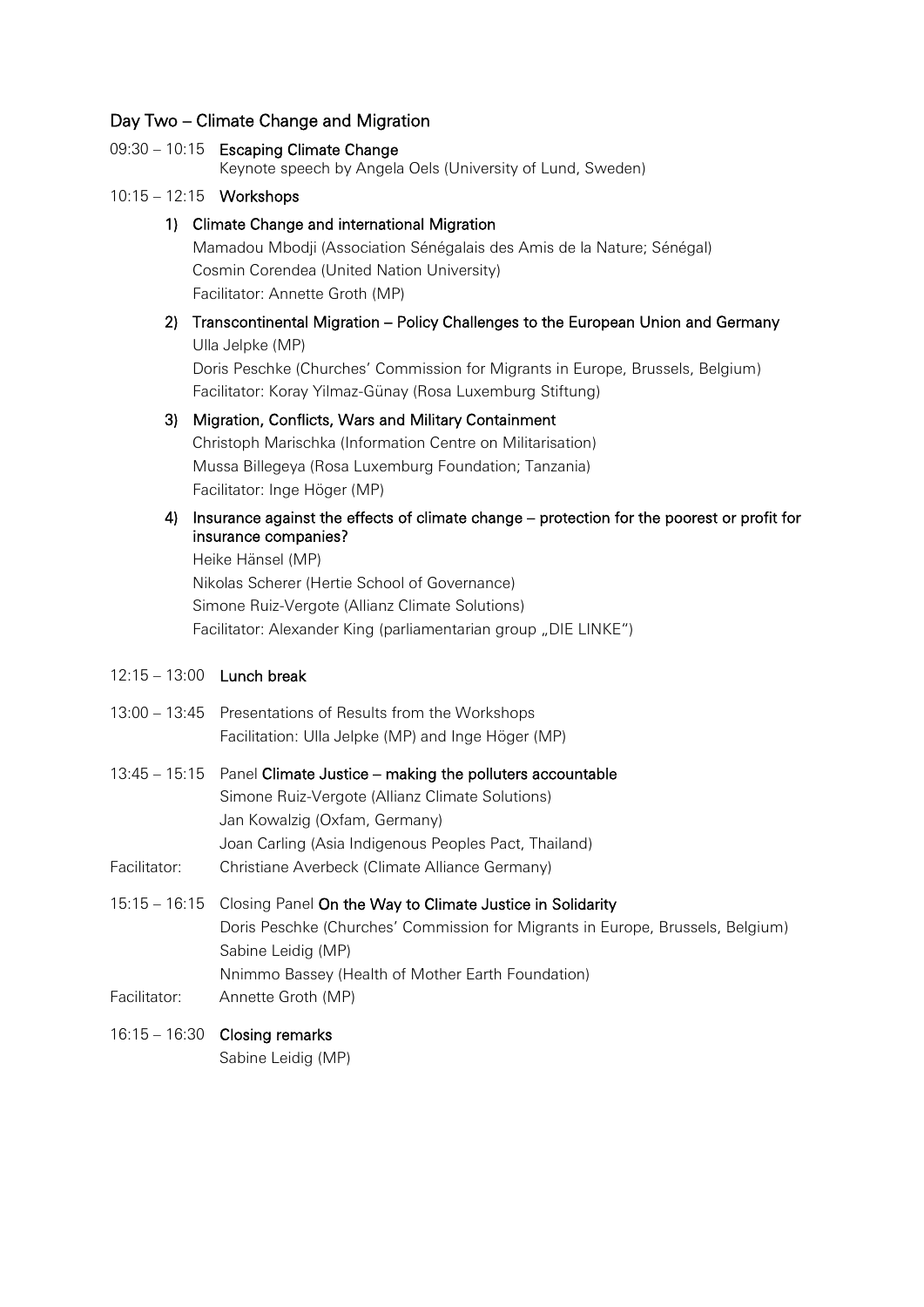## Day Two – Climate Change and Migration

09:30 – 10:15 **Escaping Climate Change**
Keynote speech by Angela Oels (University of Lund, Sweden)

10:15 – 12:15 **Workshops**

1) **Climate Change and international Migration**
Mamadou Mbodji (Association Sénégalais des Amis de la Nature; Sénégal)
Cosmin Corendea (United Nation University)
Facilitator: Annette Groth (MP)

2) **Transcontinental Migration – Policy Challenges to the European Union and Germany**
Ulla Jelpke (MP)
Doris Peschke (Churches' Commission for Migrants in Europe, Brussels, Belgium)
Facilitator: Koray Yilmaz-Günay (Rosa Luxemburg Stiftung)

3) **Migration, Conflicts, Wars and Military Containment**
Christoph Marischka (Information Centre on Militarisation)
Mussa Billegeya (Rosa Luxemburg Foundation; Tanzania)
Facilitator: Inge Höger (MP)

4) **Insurance against the effects of climate change – protection for the poorest or profit for insurance companies?**
Heike Hänsel (MP)
Nikolas Scherer (Hertie School of Governance)
Simone Ruiz-Vergote (Allianz Climate Solutions)
Facilitator: Alexander King (parliamentarian group „DIE LINKE")

12:15 – 13:00 **Lunch break**

13:00 – 13:45 Presentations of Results from the Workshops
Facilitation: Ulla Jelpke (MP) and Inge Höger (MP)

13:45 – 15:15 Panel **Climate Justice – making the polluters accountable**
Simone Ruiz-Vergote (Allianz Climate Solutions)
Jan Kowalzig (Oxfam, Germany)
Joan Carling (Asia Indigenous Peoples Pact, Thailand)
Facilitator: Christiane Averbeck (Climate Alliance Germany)

15:15 – 16:15 Closing Panel **On the Way to Climate Justice in Solidarity**
Doris Peschke (Churches' Commission for Migrants in Europe, Brussels, Belgium)
Sabine Leidig (MP)
Nnimmo Bassey (Health of Mother Earth Foundation)
Facilitator: Annette Groth (MP)

16:15 – 16:30 **Closing remarks**
Sabine Leidig (MP)